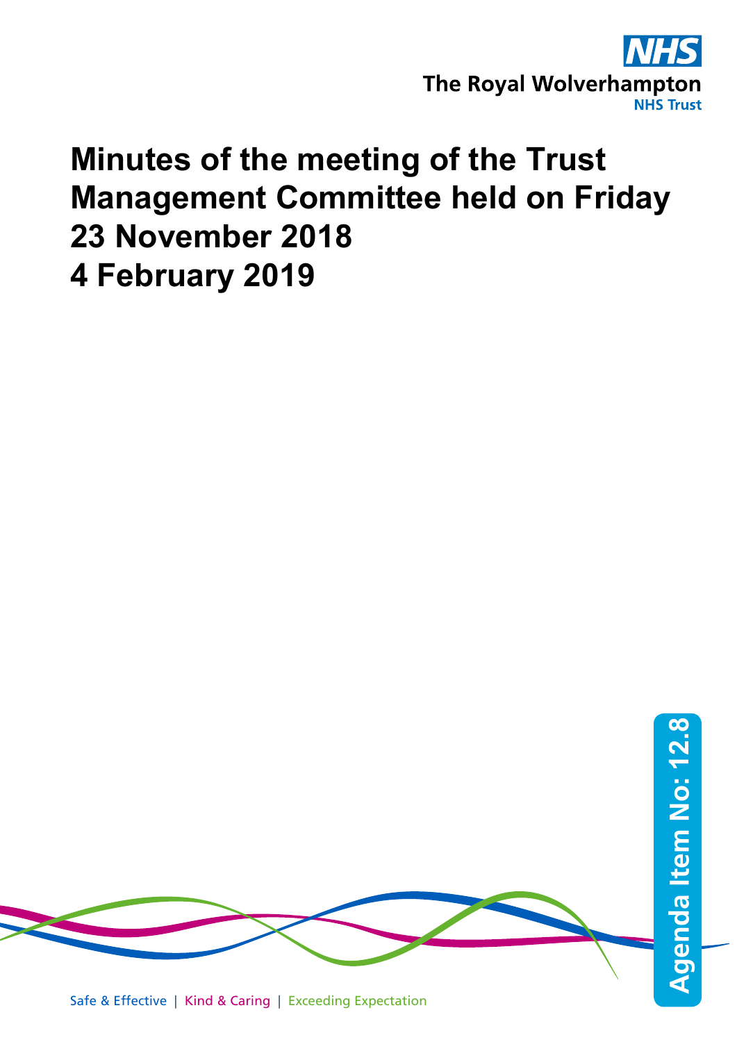The Royal Wolverhampton NHS Trust

# Minutes of the meeting of the Trust Management Committee held on Friday 23 November 2018
# 4 February 2019

Agenda Item No: 12.8

Safe & Effective | Kind & Caring | Exceeding Expectation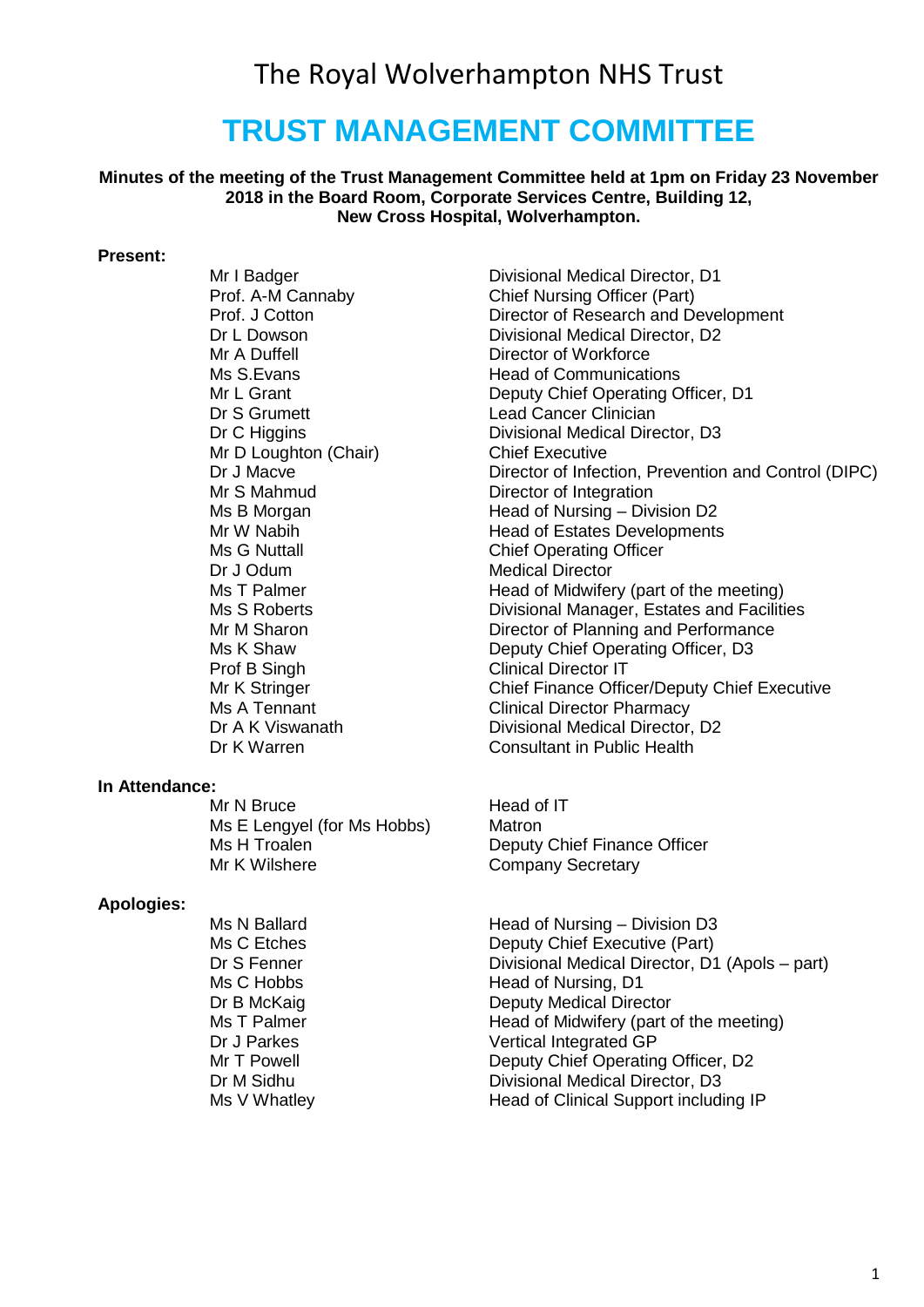The Royal Wolverhampton NHS Trust

# TRUST MANAGEMENT COMMITTEE

**Minutes of the meeting of the Trust Management Committee held at 1pm on Friday 23 November 2018 in the Board Room, Corporate Services Centre, Building 12, New Cross Hospital, Wolverhampton.**

**Present:**

| | |
|---|---|
| Mr I Badger | Divisional Medical Director, D1 |
| Prof. A-M Cannaby | Chief Nursing Officer (Part) |
| Prof. J Cotton | Director of Research and Development |
| Dr L Dowson | Divisional Medical Director, D2 |
| Mr A Duffell | Director of Workforce |
| Ms S.Evans | Head of Communications |
| Mr L Grant | Deputy Chief Operating Officer, D1 |
| Dr S Grumett | Lead Cancer Clinician |
| Dr C Higgins | Divisional Medical Director, D3 |
| Mr D Loughton (Chair) | Chief Executive |
| Dr J Macve | Director of Infection, Prevention and Control (DIPC) |
| Mr S Mahmud | Director of Integration |
| Ms B Morgan | Head of Nursing – Division D2 |
| Mr W Nabih | Head of Estates Developments |
| Ms G Nuttall | Chief Operating Officer |
| Dr J Odum | Medical Director |
| Ms T Palmer | Head of Midwifery (part of the meeting) |
| Ms S Roberts | Divisional Manager, Estates and Facilities |
| Mr M Sharon | Director of Planning and Performance |
| Ms K Shaw | Deputy Chief Operating Officer, D3 |
| Prof B Singh | Clinical Director IT |
| Mr K Stringer | Chief Finance Officer/Deputy Chief Executive |
| Ms A Tennant | Clinical Director Pharmacy |
| Dr A K Viswanath | Divisional Medical Director, D2 |
| Dr K Warren | Consultant in Public Health |

**In Attendance:**

| | |
|---|---|
| Mr N Bruce | Head of IT |
| Ms E Lengyel (for Ms Hobbs) | Matron |
| Ms H Troalen | Deputy Chief Finance Officer |
| Mr K Wilshere | Company Secretary |

**Apologies:**

| | |
|---|---|
| Ms N Ballard | Head of Nursing – Division D3 |
| Ms C Etches | Deputy Chief Executive (Part) |
| Dr S Fenner | Divisional Medical Director, D1 (Apols – part) |
| Ms C Hobbs | Head of Nursing, D1 |
| Dr B McKaig | Deputy Medical Director |
| Ms T Palmer | Head of Midwifery (part of the meeting) |
| Dr J Parkes | Vertical Integrated GP |
| Mr T Powell | Deputy Chief Operating Officer, D2 |
| Dr M Sidhu | Divisional Medical Director, D3 |
| Ms V Whatley | Head of Clinical Support including IP |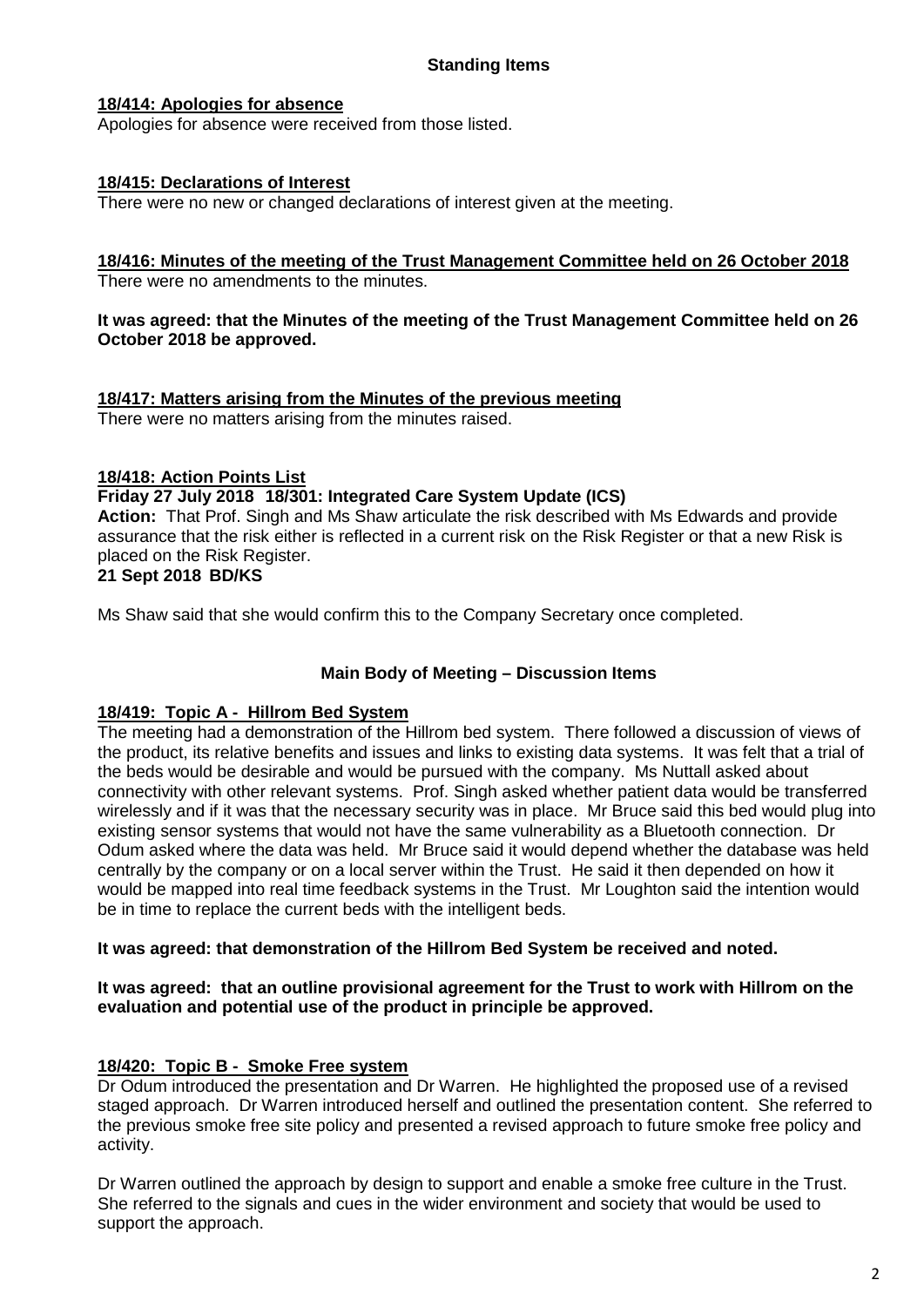## Standing Items

**18/414: Apologies for absence**

Apologies for absence were received from those listed.

**18/415: Declarations of Interest**

There were no new or changed declarations of interest given at the meeting.

**18/416: Minutes of the meeting of the Trust Management Committee held on 26 October 2018**

There were no amendments to the minutes.

**It was agreed: that the Minutes of the meeting of the Trust Management Committee held on 26 October 2018 be approved.**

**18/417: Matters arising from the Minutes of the previous meeting**

There were no matters arising from the minutes raised.

**18/418: Action Points List**

**Friday 27 July 2018 18/301: Integrated Care System Update (ICS)**

**Action:** That Prof. Singh and Ms Shaw articulate the risk described with Ms Edwards and provide assurance that the risk either is reflected in a current risk on the Risk Register or that a new Risk is placed on the Risk Register.

**21 Sept 2018 BD/KS**

Ms Shaw said that she would confirm this to the Company Secretary once completed.

## Main Body of Meeting – Discussion Items

**18/419: Topic A - Hillrom Bed System**

The meeting had a demonstration of the Hillrom bed system. There followed a discussion of views of the product, its relative benefits and issues and links to existing data systems. It was felt that a trial of the beds would be desirable and would be pursued with the company. Ms Nuttall asked about connectivity with other relevant systems. Prof. Singh asked whether patient data would be transferred wirelessly and if it was that the necessary security was in place. Mr Bruce said this bed would plug into existing sensor systems that would not have the same vulnerability as a Bluetooth connection. Dr Odum asked where the data was held. Mr Bruce said it would depend whether the database was held centrally by the company or on a local server within the Trust. He said it then depended on how it would be mapped into real time feedback systems in the Trust. Mr Loughton said the intention would be in time to replace the current beds with the intelligent beds.

**It was agreed: that demonstration of the Hillrom Bed System be received and noted.**

**It was agreed: that an outline provisional agreement for the Trust to work with Hillrom on the evaluation and potential use of the product in principle be approved.**

**18/420: Topic B - Smoke Free system**

Dr Odum introduced the presentation and Dr Warren. He highlighted the proposed use of a revised staged approach. Dr Warren introduced herself and outlined the presentation content. She referred to the previous smoke free site policy and presented a revised approach to future smoke free policy and activity.

Dr Warren outlined the approach by design to support and enable a smoke free culture in the Trust. She referred to the signals and cues in the wider environment and society that would be used to support the approach.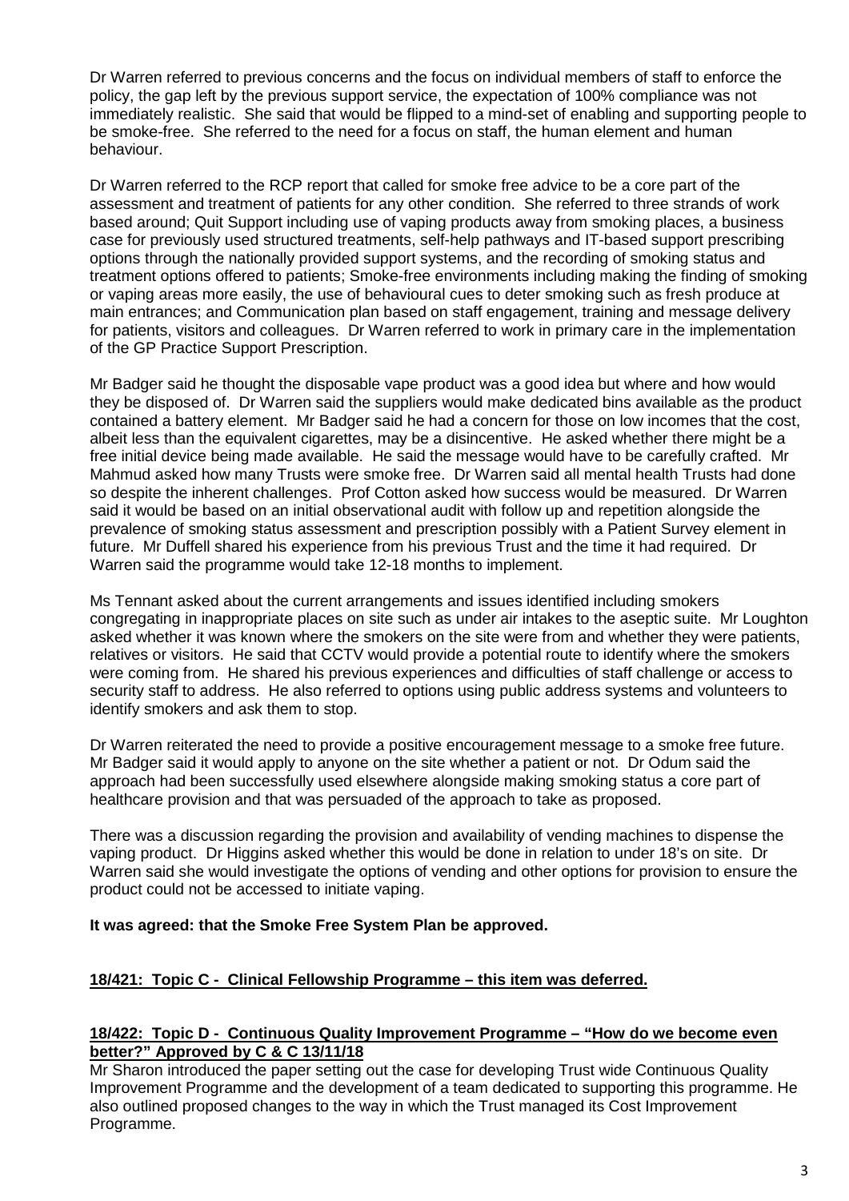Dr Warren referred to previous concerns and the focus on individual members of staff to enforce the policy, the gap left by the previous support service, the expectation of 100% compliance was not immediately realistic. She said that would be flipped to a mind-set of enabling and supporting people to be smoke-free. She referred to the need for a focus on staff, the human element and human behaviour.

Dr Warren referred to the RCP report that called for smoke free advice to be a core part of the assessment and treatment of patients for any other condition. She referred to three strands of work based around; Quit Support including use of vaping products away from smoking places, a business case for previously used structured treatments, self-help pathways and IT-based support prescribing options through the nationally provided support systems, and the recording of smoking status and treatment options offered to patients; Smoke-free environments including making the finding of smoking or vaping areas more easily, the use of behavioural cues to deter smoking such as fresh produce at main entrances; and Communication plan based on staff engagement, training and message delivery for patients, visitors and colleagues. Dr Warren referred to work in primary care in the implementation of the GP Practice Support Prescription.

Mr Badger said he thought the disposable vape product was a good idea but where and how would they be disposed of. Dr Warren said the suppliers would make dedicated bins available as the product contained a battery element. Mr Badger said he had a concern for those on low incomes that the cost, albeit less than the equivalent cigarettes, may be a disincentive. He asked whether there might be a free initial device being made available. He said the message would have to be carefully crafted. Mr Mahmud asked how many Trusts were smoke free. Dr Warren said all mental health Trusts had done so despite the inherent challenges. Prof Cotton asked how success would be measured. Dr Warren said it would be based on an initial observational audit with follow up and repetition alongside the prevalence of smoking status assessment and prescription possibly with a Patient Survey element in future. Mr Duffell shared his experience from his previous Trust and the time it had required. Dr Warren said the programme would take 12-18 months to implement.

Ms Tennant asked about the current arrangements and issues identified including smokers congregating in inappropriate places on site such as under air intakes to the aseptic suite. Mr Loughton asked whether it was known where the smokers on the site were from and whether they were patients, relatives or visitors. He said that CCTV would provide a potential route to identify where the smokers were coming from. He shared his previous experiences and difficulties of staff challenge or access to security staff to address. He also referred to options using public address systems and volunteers to identify smokers and ask them to stop.

Dr Warren reiterated the need to provide a positive encouragement message to a smoke free future. Mr Badger said it would apply to anyone on the site whether a patient or not. Dr Odum said the approach had been successfully used elsewhere alongside making smoking status a core part of healthcare provision and that was persuaded of the approach to take as proposed.

There was a discussion regarding the provision and availability of vending machines to dispense the vaping product. Dr Higgins asked whether this would be done in relation to under 18's on site. Dr Warren said she would investigate the options of vending and other options for provision to ensure the product could not be accessed to initiate vaping.

**It was agreed: that the Smoke Free System Plan be approved.**

**18/421: Topic C - Clinical Fellowship Programme – this item was deferred.**

**18/422: Topic D - Continuous Quality Improvement Programme – "How do we become even better?" Approved by C & C 13/11/18**

Mr Sharon introduced the paper setting out the case for developing Trust wide Continuous Quality Improvement Programme and the development of a team dedicated to supporting this programme. He also outlined proposed changes to the way in which the Trust managed its Cost Improvement Programme.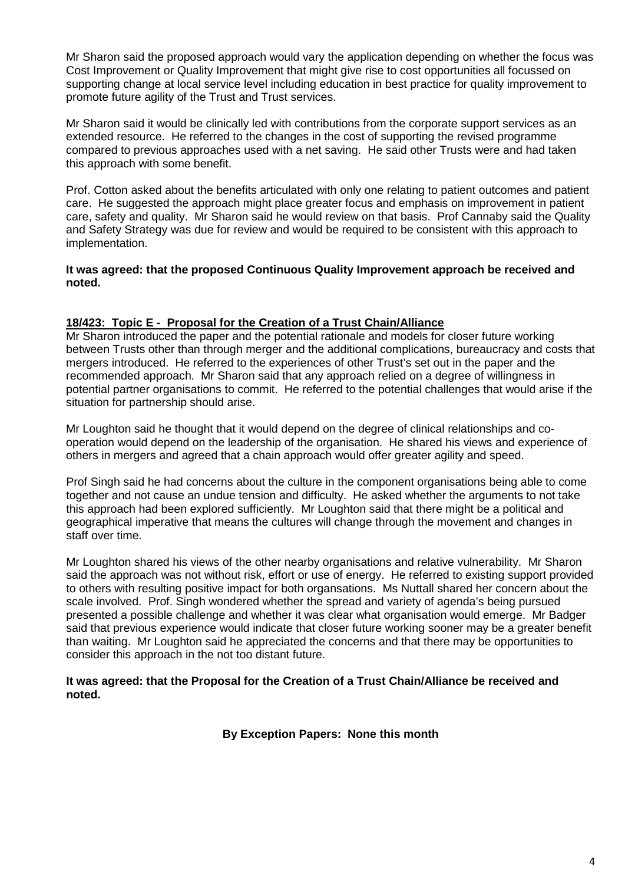Mr Sharon said the proposed approach would vary the application depending on whether the focus was Cost Improvement or Quality Improvement that might give rise to cost opportunities all focussed on supporting change at local service level including education in best practice for quality improvement to promote future agility of the Trust and Trust services.

Mr Sharon said it would be clinically led with contributions from the corporate support services as an extended resource. He referred to the changes in the cost of supporting the revised programme compared to previous approaches used with a net saving. He said other Trusts were and had taken this approach with some benefit.

Prof. Cotton asked about the benefits articulated with only one relating to patient outcomes and patient care. He suggested the approach might place greater focus and emphasis on improvement in patient care, safety and quality. Mr Sharon said he would review on that basis. Prof Cannaby said the Quality and Safety Strategy was due for review and would be required to be consistent with this approach to implementation.

**It was agreed: that the proposed Continuous Quality Improvement approach be received and noted.**

**18/423: Topic E - Proposal for the Creation of a Trust Chain/Alliance**

Mr Sharon introduced the paper and the potential rationale and models for closer future working between Trusts other than through merger and the additional complications, bureaucracy and costs that mergers introduced. He referred to the experiences of other Trust's set out in the paper and the recommended approach. Mr Sharon said that any approach relied on a degree of willingness in potential partner organisations to commit. He referred to the potential challenges that would arise if the situation for partnership should arise.

Mr Loughton said he thought that it would depend on the degree of clinical relationships and co-operation would depend on the leadership of the organisation. He shared his views and experience of others in mergers and agreed that a chain approach would offer greater agility and speed.

Prof Singh said he had concerns about the culture in the component organisations being able to come together and not cause an undue tension and difficulty. He asked whether the arguments to not take this approach had been explored sufficiently. Mr Loughton said that there might be a political and geographical imperative that means the cultures will change through the movement and changes in staff over time.

Mr Loughton shared his views of the other nearby organisations and relative vulnerability. Mr Sharon said the approach was not without risk, effort or use of energy. He referred to existing support provided to others with resulting positive impact for both organsations. Ms Nuttall shared her concern about the scale involved. Prof. Singh wondered whether the spread and variety of agenda's being pursued presented a possible challenge and whether it was clear what organisation would emerge. Mr Badger said that previous experience would indicate that closer future working sooner may be a greater benefit than waiting. Mr Loughton said he appreciated the concerns and that there may be opportunities to consider this approach in the not too distant future.

**It was agreed: that the Proposal for the Creation of a Trust Chain/Alliance be received and noted.**

**By Exception Papers: None this month**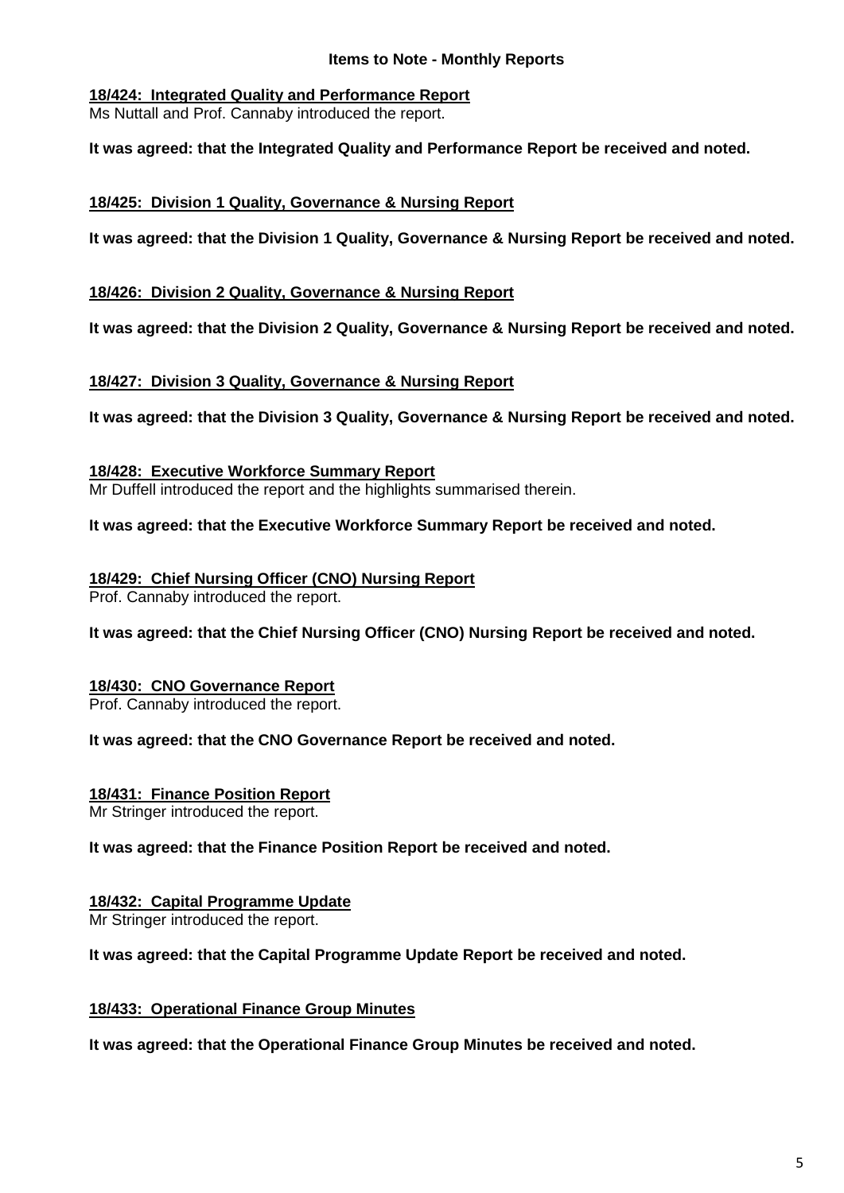**Items to Note - Monthly Reports**

**18/424: Integrated Quality and Performance Report**

Ms Nuttall and Prof. Cannaby introduced the report.

**It was agreed: that the Integrated Quality and Performance Report be received and noted.**

**18/425: Division 1 Quality, Governance & Nursing Report**

**It was agreed: that the Division 1 Quality, Governance & Nursing Report be received and noted.**

**18/426: Division 2 Quality, Governance & Nursing Report**

**It was agreed: that the Division 2 Quality, Governance & Nursing Report be received and noted.**

**18/427: Division 3 Quality, Governance & Nursing Report**

**It was agreed: that the Division 3 Quality, Governance & Nursing Report be received and noted.**

**18/428: Executive Workforce Summary Report**

Mr Duffell introduced the report and the highlights summarised therein.

**It was agreed: that the Executive Workforce Summary Report be received and noted.**

**18/429: Chief Nursing Officer (CNO) Nursing Report**

Prof. Cannaby introduced the report.

**It was agreed: that the Chief Nursing Officer (CNO) Nursing Report be received and noted.**

**18/430: CNO Governance Report**

Prof. Cannaby introduced the report.

**It was agreed: that the CNO Governance Report be received and noted.**

**18/431: Finance Position Report**

Mr Stringer introduced the report.

**It was agreed: that the Finance Position Report be received and noted.**

**18/432: Capital Programme Update**

Mr Stringer introduced the report.

**It was agreed: that the Capital Programme Update Report be received and noted.**

**18/433: Operational Finance Group Minutes**

**It was agreed: that the Operational Finance Group Minutes be received and noted.**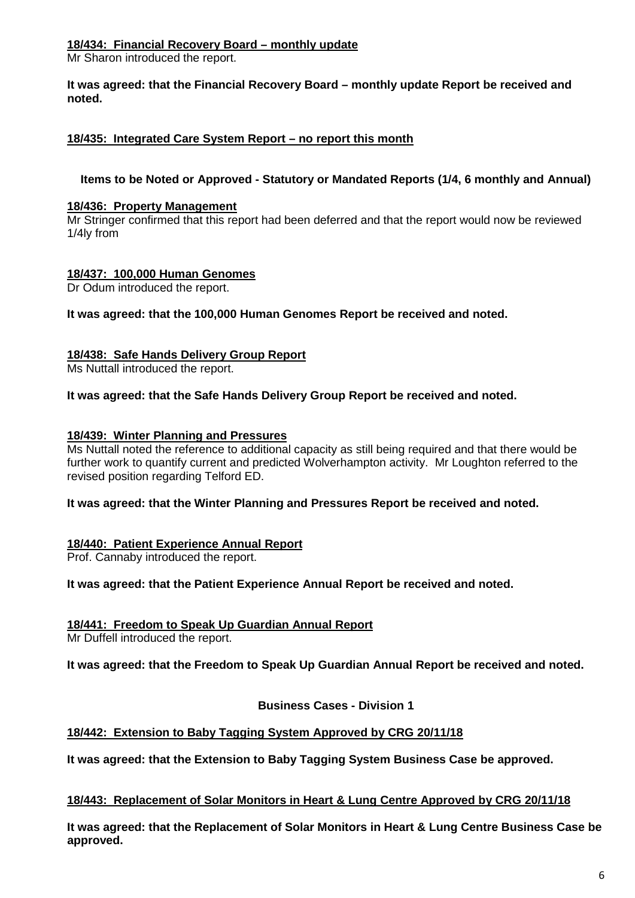**18/434: Financial Recovery Board – monthly update**

Mr Sharon introduced the report.

**It was agreed: that the Financial Recovery Board – monthly update Report be received and noted.**

**18/435: Integrated Care System Report – no report this month**

**Items to be Noted or Approved - Statutory or Mandated Reports (1/4, 6 monthly and Annual)**

**18/436: Property Management**

Mr Stringer confirmed that this report had been deferred and that the report would now be reviewed 1/4ly from

**18/437: 100,000 Human Genomes**

Dr Odum introduced the report.

**It was agreed: that the 100,000 Human Genomes Report be received and noted.**

**18/438: Safe Hands Delivery Group Report**

Ms Nuttall introduced the report.

**It was agreed: that the Safe Hands Delivery Group Report be received and noted.**

**18/439: Winter Planning and Pressures**

Ms Nuttall noted the reference to additional capacity as still being required and that there would be further work to quantify current and predicted Wolverhampton activity. Mr Loughton referred to the revised position regarding Telford ED.

**It was agreed: that the Winter Planning and Pressures Report be received and noted.**

**18/440: Patient Experience Annual Report**

Prof. Cannaby introduced the report.

**It was agreed: that the Patient Experience Annual Report be received and noted.**

**18/441: Freedom to Speak Up Guardian Annual Report**

Mr Duffell introduced the report.

**It was agreed: that the Freedom to Speak Up Guardian Annual Report be received and noted.**

**Business Cases - Division 1**

**18/442: Extension to Baby Tagging System Approved by CRG 20/11/18**

**It was agreed: that the Extension to Baby Tagging System Business Case be approved.**

**18/443: Replacement of Solar Monitors in Heart & Lung Centre Approved by CRG 20/11/18**

**It was agreed: that the Replacement of Solar Monitors in Heart & Lung Centre Business Case be approved.**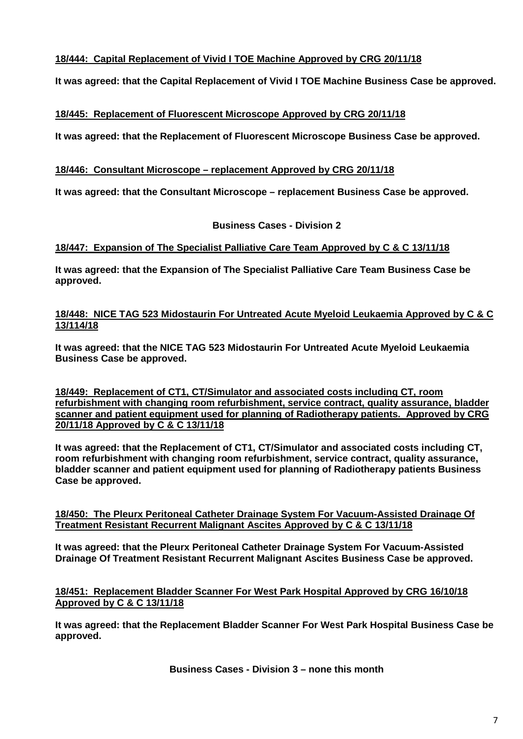**18/444: Capital Replacement of Vivid I TOE Machine Approved by CRG 20/11/18**

**It was agreed: that the Capital Replacement of Vivid I TOE Machine Business Case be approved.**

**18/445: Replacement of Fluorescent Microscope Approved by CRG 20/11/18**

**It was agreed: that the Replacement of Fluorescent Microscope Business Case be approved.**

**18/446: Consultant Microscope – replacement Approved by CRG 20/11/18**

**It was agreed: that the Consultant Microscope – replacement Business Case be approved.**

**Business Cases - Division 2**

**18/447: Expansion of The Specialist Palliative Care Team Approved by C & C 13/11/18**

**It was agreed: that the Expansion of The Specialist Palliative Care Team Business Case be approved.**

**18/448: NICE TAG 523 Midostaurin For Untreated Acute Myeloid Leukaemia Approved by C & C 13/114/18**

**It was agreed: that the NICE TAG 523 Midostaurin For Untreated Acute Myeloid Leukaemia Business Case be approved.**

**18/449: Replacement of CT1, CT/Simulator and associated costs including CT, room refurbishment with changing room refurbishment, service contract, quality assurance, bladder scanner and patient equipment used for planning of Radiotherapy patients. Approved by CRG 20/11/18 Approved by C & C 13/11/18**

**It was agreed: that the Replacement of CT1, CT/Simulator and associated costs including CT, room refurbishment with changing room refurbishment, service contract, quality assurance, bladder scanner and patient equipment used for planning of Radiotherapy patients Business Case be approved.**

**18/450: The Pleurx Peritoneal Catheter Drainage System For Vacuum-Assisted Drainage Of Treatment Resistant Recurrent Malignant Ascites Approved by C & C 13/11/18**

**It was agreed: that the Pleurx Peritoneal Catheter Drainage System For Vacuum-Assisted Drainage Of Treatment Resistant Recurrent Malignant Ascites Business Case be approved.**

**18/451: Replacement Bladder Scanner For West Park Hospital Approved by CRG 16/10/18 Approved by C & C 13/11/18**

**It was agreed: that the Replacement Bladder Scanner For West Park Hospital Business Case be approved.**

**Business Cases - Division 3 – none this month**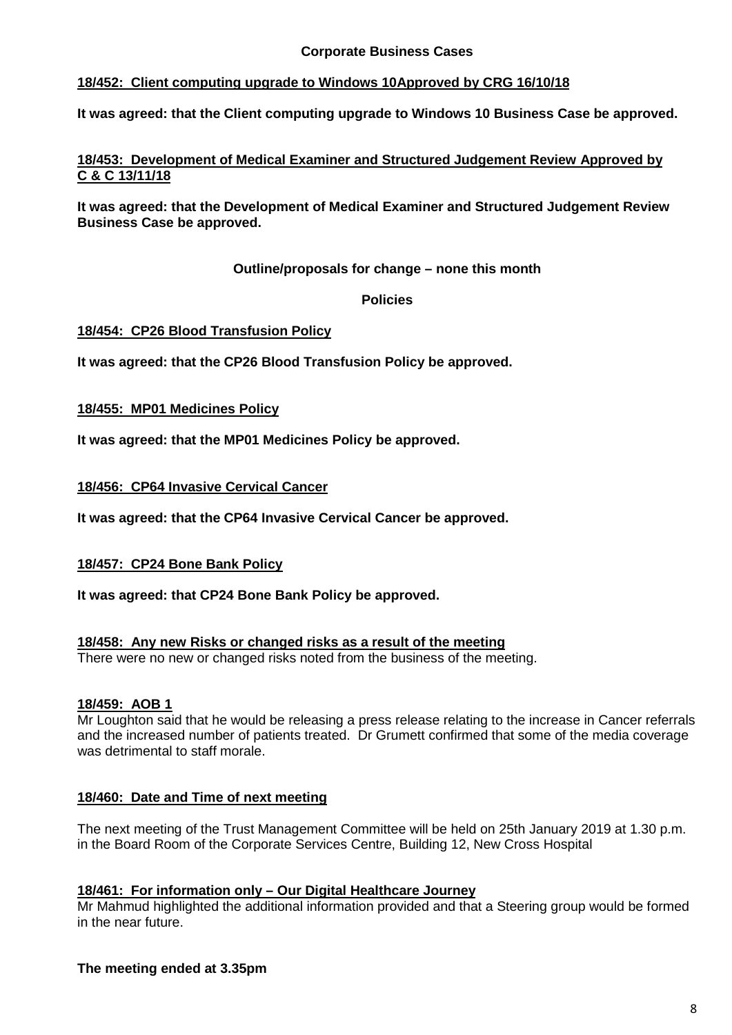**Corporate Business Cases**

**18/452: Client computing upgrade to Windows 10Approved by CRG 16/10/18**

**It was agreed: that the Client computing upgrade to Windows 10 Business Case be approved.**

**18/453: Development of Medical Examiner and Structured Judgement Review Approved by C & C 13/11/18**

**It was agreed: that the Development of Medical Examiner and Structured Judgement Review Business Case be approved.**

**Outline/proposals for change – none this month**

**Policies**

**18/454: CP26 Blood Transfusion Policy**

**It was agreed: that the CP26 Blood Transfusion Policy be approved.**

**18/455: MP01 Medicines Policy**

**It was agreed: that the MP01 Medicines Policy be approved.**

**18/456: CP64 Invasive Cervical Cancer**

**It was agreed: that the CP64 Invasive Cervical Cancer be approved.**

**18/457: CP24 Bone Bank Policy**

**It was agreed: that CP24 Bone Bank Policy be approved.**

**18/458: Any new Risks or changed risks as a result of the meeting**

There were no new or changed risks noted from the business of the meeting.

**18/459: AOB 1**

Mr Loughton said that he would be releasing a press release relating to the increase in Cancer referrals and the increased number of patients treated. Dr Grumett confirmed that some of the media coverage was detrimental to staff morale.

**18/460: Date and Time of next meeting**

The next meeting of the Trust Management Committee will be held on 25th January 2019 at 1.30 p.m. in the Board Room of the Corporate Services Centre, Building 12, New Cross Hospital

**18/461: For information only – Our Digital Healthcare Journey**

Mr Mahmud highlighted the additional information provided and that a Steering group would be formed in the near future.

**The meeting ended at 3.35pm**